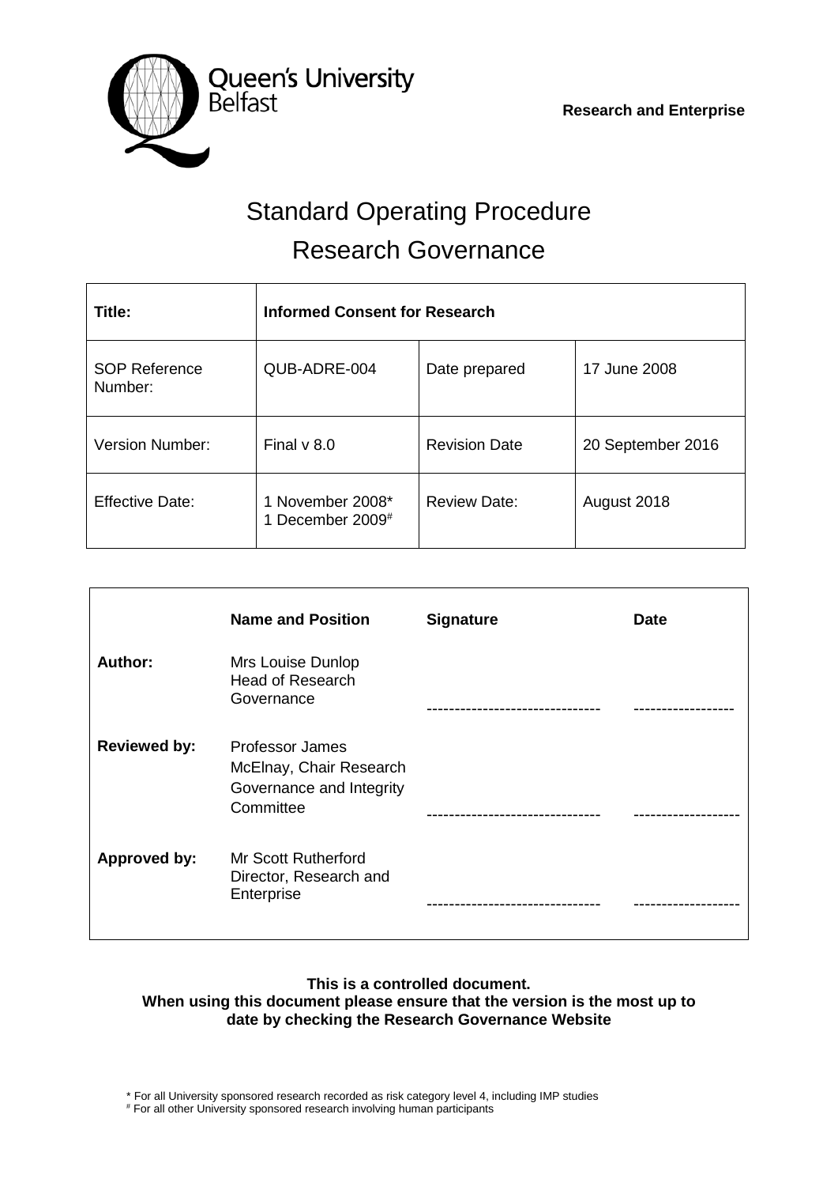Queen's University Belfast

**Research and Enterprise**

# Standard Operating Procedure
# Research Governance

| **Title:** | **Informed Consent for Research** | | |
|---|---|---|---|
| SOP Reference Number: | QUB-ADRE-004 | Date prepared | 17 June 2008 |
| Version Number: | Final v 8.0 | Revision Date | 20 September 2016 |
| Effective Date: | 1 November 2008*<br>1 December 2009# | Review Date: | August 2018 |

| | **Name and Position** | **Signature** | **Date** |
|---|---|---|---|
| **Author:** | Mrs Louise Dunlop<br>Head of Research Governance | ------------------------------ | ----------------- |
| **Reviewed by:** | Professor James McElnay, Chair Research Governance and Integrity Committee | ------------------------------ | ------------------ |
| **Approved by:** | Mr Scott Rutherford<br>Director, Research and Enterprise | ------------------------------ | ------------------ |

**This is a controlled document.**
**When using this document please ensure that the version is the most up to date by checking the Research Governance Website**

\* For all University sponsored research recorded as risk category level 4, including IMP studies
\# For all other University sponsored research involving human participants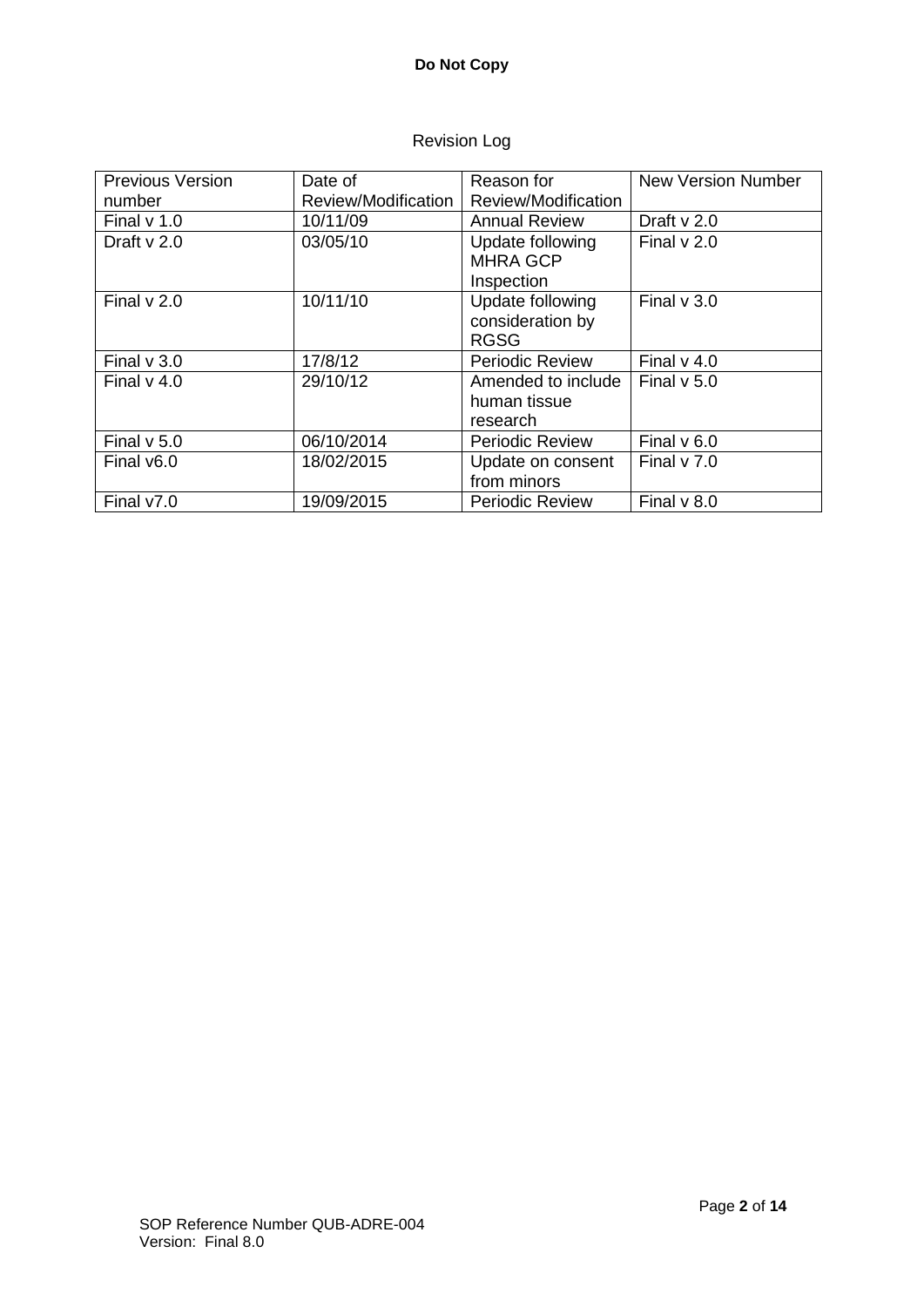Revision Log

| Previous Version number | Date of Review/Modification | Reason for Review/Modification | New Version Number |
|---|---|---|---|
| Final v 1.0 | 10/11/09 | Annual Review | Draft v 2.0 |
| Draft v 2.0 | 03/05/10 | Update following MHRA GCP Inspection | Final v 2.0 |
| Final v 2.0 | 10/11/10 | Update following consideration by RGSG | Final v 3.0 |
| Final v 3.0 | 17/8/12 | Periodic Review | Final v 4.0 |
| Final v 4.0 | 29/10/12 | Amended to include human tissue research | Final v 5.0 |
| Final v 5.0 | 06/10/2014 | Periodic Review | Final v 6.0 |
| Final v6.0 | 18/02/2015 | Update on consent from minors | Final v 7.0 |
| Final v7.0 | 19/09/2015 | Periodic Review | Final v 8.0 |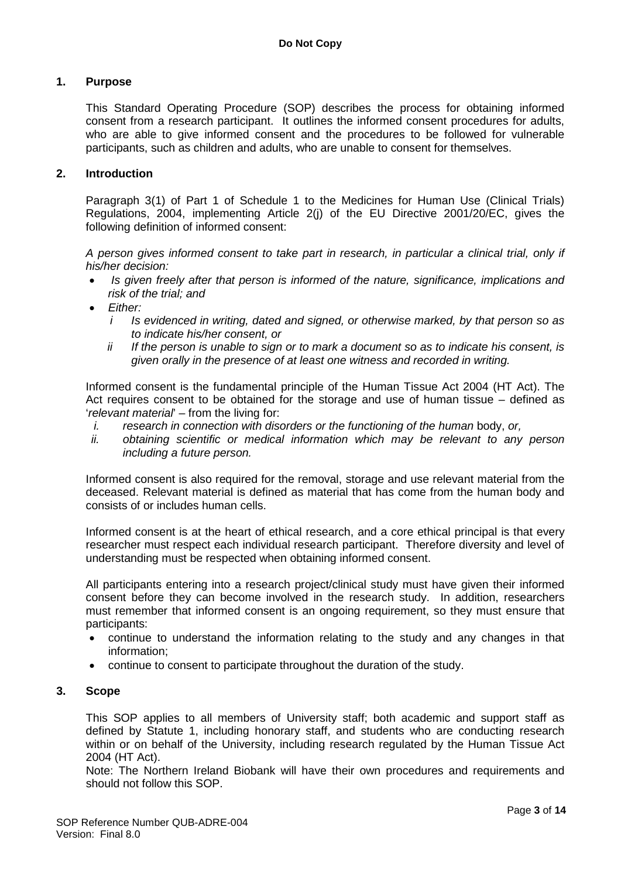## 1. Purpose

This Standard Operating Procedure (SOP) describes the process for obtaining informed consent from a research participant. It outlines the informed consent procedures for adults, who are able to give informed consent and the procedures to be followed for vulnerable participants, such as children and adults, who are unable to consent for themselves.

## 2. Introduction

Paragraph 3(1) of Part 1 of Schedule 1 to the Medicines for Human Use (Clinical Trials) Regulations, 2004, implementing Article 2(j) of the EU Directive 2001/20/EC, gives the following definition of informed consent:

*A person gives informed consent to take part in research, in particular a clinical trial, only if his/her decision:*

- *Is given freely after that person is informed of the nature, significance, implications and risk of the trial; and*
- *Either:*
  - *i Is evidenced in writing, dated and signed, or otherwise marked, by that person so as to indicate his/her consent, or*
  - *ii If the person is unable to sign or to mark a document so as to indicate his consent, is given orally in the presence of at least one witness and recorded in writing.*

Informed consent is the fundamental principle of the Human Tissue Act 2004 (HT Act). The Act requires consent to be obtained for the storage and use of human tissue – defined as '*relevant material*' – from the living for:

- i. *research in connection with disorders or the functioning of the human* body, *or,*
- ii. *obtaining scientific or medical information which may be relevant to any person including a future person.*

Informed consent is also required for the removal, storage and use relevant material from the deceased. Relevant material is defined as material that has come from the human body and consists of or includes human cells.

Informed consent is at the heart of ethical research, and a core ethical principal is that every researcher must respect each individual research participant. Therefore diversity and level of understanding must be respected when obtaining informed consent.

All participants entering into a research project/clinical study must have given their informed consent before they can become involved in the research study. In addition, researchers must remember that informed consent is an ongoing requirement, so they must ensure that participants:

- continue to understand the information relating to the study and any changes in that information;
- continue to consent to participate throughout the duration of the study.

## 3. Scope

This SOP applies to all members of University staff; both academic and support staff as defined by Statute 1, including honorary staff, and students who are conducting research within or on behalf of the University, including research regulated by the Human Tissue Act 2004 (HT Act).

Note: The Northern Ireland Biobank will have their own procedures and requirements and should not follow this SOP.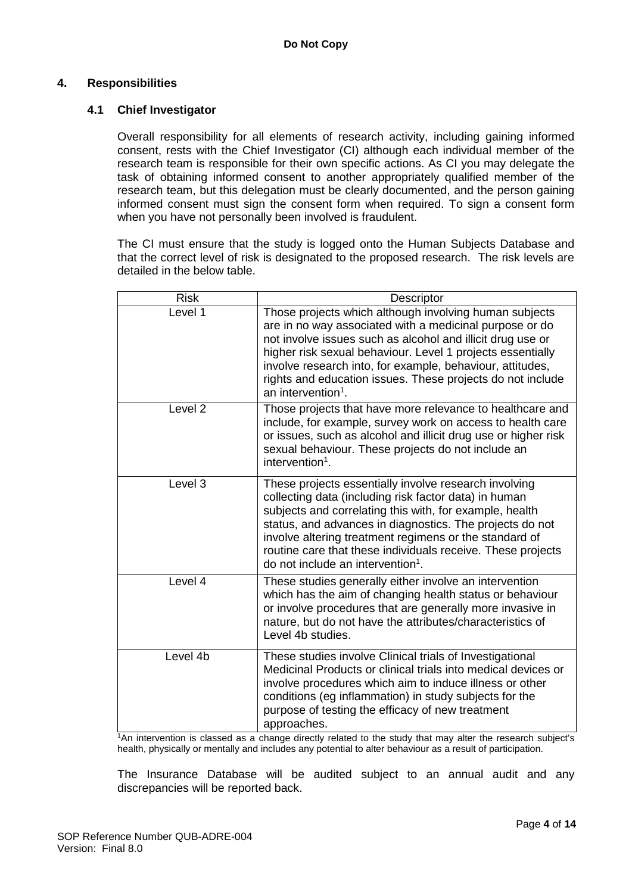## 4. Responsibilities

### 4.1 Chief Investigator

Overall responsibility for all elements of research activity, including gaining informed consent, rests with the Chief Investigator (CI) although each individual member of the research team is responsible for their own specific actions. As CI you may delegate the task of obtaining informed consent to another appropriately qualified member of the research team, but this delegation must be clearly documented, and the person gaining informed consent must sign the consent form when required. To sign a consent form when you have not personally been involved is fraudulent.

The CI must ensure that the study is logged onto the Human Subjects Database and that the correct level of risk is designated to the proposed research. The risk levels are detailed in the below table.

| Risk | Descriptor |
|---|---|
| Level 1 | Those projects which although involving human subjects are in no way associated with a medicinal purpose or do not involve issues such as alcohol and illicit drug use or higher risk sexual behaviour. Level 1 projects essentially involve research into, for example, behaviour, attitudes, rights and education issues. These projects do not include an intervention[1]. |
| Level 2 | Those projects that have more relevance to healthcare and include, for example, survey work on access to health care or issues, such as alcohol and illicit drug use or higher risk sexual behaviour. These projects do not include an intervention[1]. |
| Level 3 | These projects essentially involve research involving collecting data (including risk factor data) in human subjects and correlating this with, for example, health status, and advances in diagnostics. The projects do not involve altering treatment regimens or the standard of routine care that these individuals receive. These projects do not include an intervention[1]. |
| Level 4 | These studies generally either involve an intervention which has the aim of changing health status or behaviour or involve procedures that are generally more invasive in nature, but do not have the attributes/characteristics of Level 4b studies. |
| Level 4b | These studies involve Clinical trials of Investigational Medicinal Products or clinical trials into medical devices or involve procedures which aim to induce illness or other conditions (eg inflammation) in study subjects for the purpose of testing the efficacy of new treatment approaches. |

[1]An intervention is classed as a change directly related to the study that may alter the research subject's health, physically or mentally and includes any potential to alter behaviour as a result of participation.

The Insurance Database will be audited subject to an annual audit and any discrepancies will be reported back.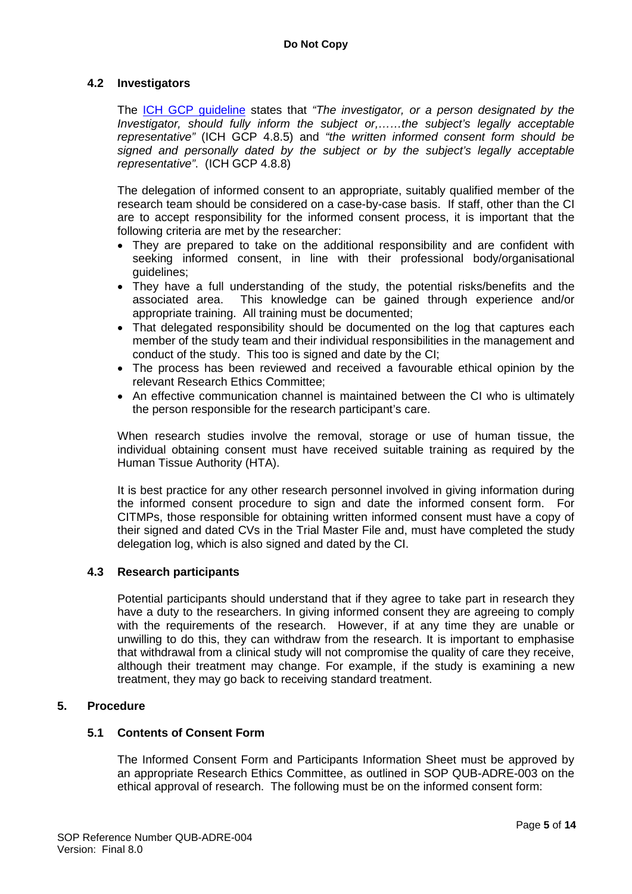### 4.2 Investigators

The [ICH GCP guideline] states that *"The investigator, or a person designated by the Investigator, should fully inform the subject or,……the subject's legally acceptable representative"* (ICH GCP 4.8.5) and *"the written informed consent form should be signed and personally dated by the subject or by the subject's legally acceptable representative"*. (ICH GCP 4.8.8)

The delegation of informed consent to an appropriate, suitably qualified member of the research team should be considered on a case-by-case basis. If staff, other than the CI are to accept responsibility for the informed consent process, it is important that the following criteria are met by the researcher:

- They are prepared to take on the additional responsibility and are confident with seeking informed consent, in line with their professional body/organisational guidelines;
- They have a full understanding of the study, the potential risks/benefits and the associated area. This knowledge can be gained through experience and/or appropriate training. All training must be documented;
- That delegated responsibility should be documented on the log that captures each member of the study team and their individual responsibilities in the management and conduct of the study. This too is signed and date by the CI;
- The process has been reviewed and received a favourable ethical opinion by the relevant Research Ethics Committee;
- An effective communication channel is maintained between the CI who is ultimately the person responsible for the research participant's care.

When research studies involve the removal, storage or use of human tissue, the individual obtaining consent must have received suitable training as required by the Human Tissue Authority (HTA).

It is best practice for any other research personnel involved in giving information during the informed consent procedure to sign and date the informed consent form. For CITMPs, those responsible for obtaining written informed consent must have a copy of their signed and dated CVs in the Trial Master File and, must have completed the study delegation log, which is also signed and dated by the CI.

### 4.3 Research participants

Potential participants should understand that if they agree to take part in research they have a duty to the researchers. In giving informed consent they are agreeing to comply with the requirements of the research. However, if at any time they are unable or unwilling to do this, they can withdraw from the research. It is important to emphasise that withdrawal from a clinical study will not compromise the quality of care they receive, although their treatment may change. For example, if the study is examining a new treatment, they may go back to receiving standard treatment.

## 5. Procedure

### 5.1 Contents of Consent Form

The Informed Consent Form and Participants Information Sheet must be approved by an appropriate Research Ethics Committee, as outlined in SOP QUB-ADRE-003 on the ethical approval of research. The following must be on the informed consent form: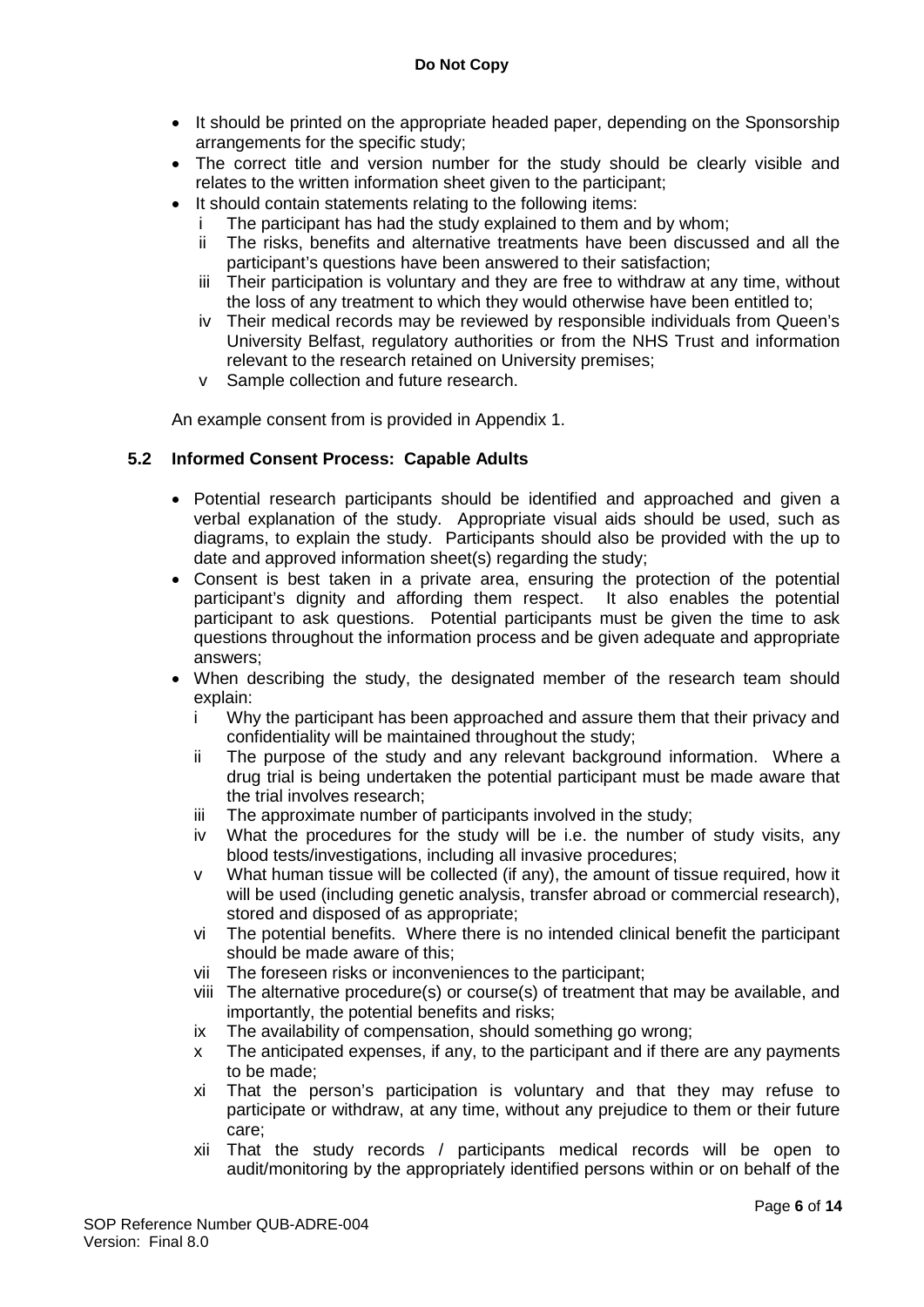- It should be printed on the appropriate headed paper, depending on the Sponsorship arrangements for the specific study;
- The correct title and version number for the study should be clearly visible and relates to the written information sheet given to the participant;
- It should contain statements relating to the following items:
  - i The participant has had the study explained to them and by whom;
  - ii The risks, benefits and alternative treatments have been discussed and all the participant's questions have been answered to their satisfaction;
  - iii Their participation is voluntary and they are free to withdraw at any time, without the loss of any treatment to which they would otherwise have been entitled to;
  - iv Their medical records may be reviewed by responsible individuals from Queen's University Belfast, regulatory authorities or from the NHS Trust and information relevant to the research retained on University premises;
  - v Sample collection and future research.

An example consent from is provided in Appendix 1.

### 5.2 Informed Consent Process: Capable Adults

- Potential research participants should be identified and approached and given a verbal explanation of the study. Appropriate visual aids should be used, such as diagrams, to explain the study. Participants should also be provided with the up to date and approved information sheet(s) regarding the study;
- Consent is best taken in a private area, ensuring the protection of the potential participant's dignity and affording them respect. It also enables the potential participant to ask questions. Potential participants must be given the time to ask questions throughout the information process and be given adequate and appropriate answers;
- When describing the study, the designated member of the research team should explain:
  - i Why the participant has been approached and assure them that their privacy and confidentiality will be maintained throughout the study;
  - ii The purpose of the study and any relevant background information. Where a drug trial is being undertaken the potential participant must be made aware that the trial involves research;
  - iii The approximate number of participants involved in the study;
  - iv What the procedures for the study will be i.e. the number of study visits, any blood tests/investigations, including all invasive procedures;
  - v What human tissue will be collected (if any), the amount of tissue required, how it will be used (including genetic analysis, transfer abroad or commercial research), stored and disposed of as appropriate;
  - vi The potential benefits. Where there is no intended clinical benefit the participant should be made aware of this;
  - vii The foreseen risks or inconveniences to the participant;
  - viii The alternative procedure(s) or course(s) of treatment that may be available, and importantly, the potential benefits and risks;
  - ix The availability of compensation, should something go wrong;
  - x The anticipated expenses, if any, to the participant and if there are any payments to be made;
  - xi That the person's participation is voluntary and that they may refuse to participate or withdraw, at any time, without any prejudice to them or their future care;
  - xii That the study records / participants medical records will be open to audit/monitoring by the appropriately identified persons within or on behalf of the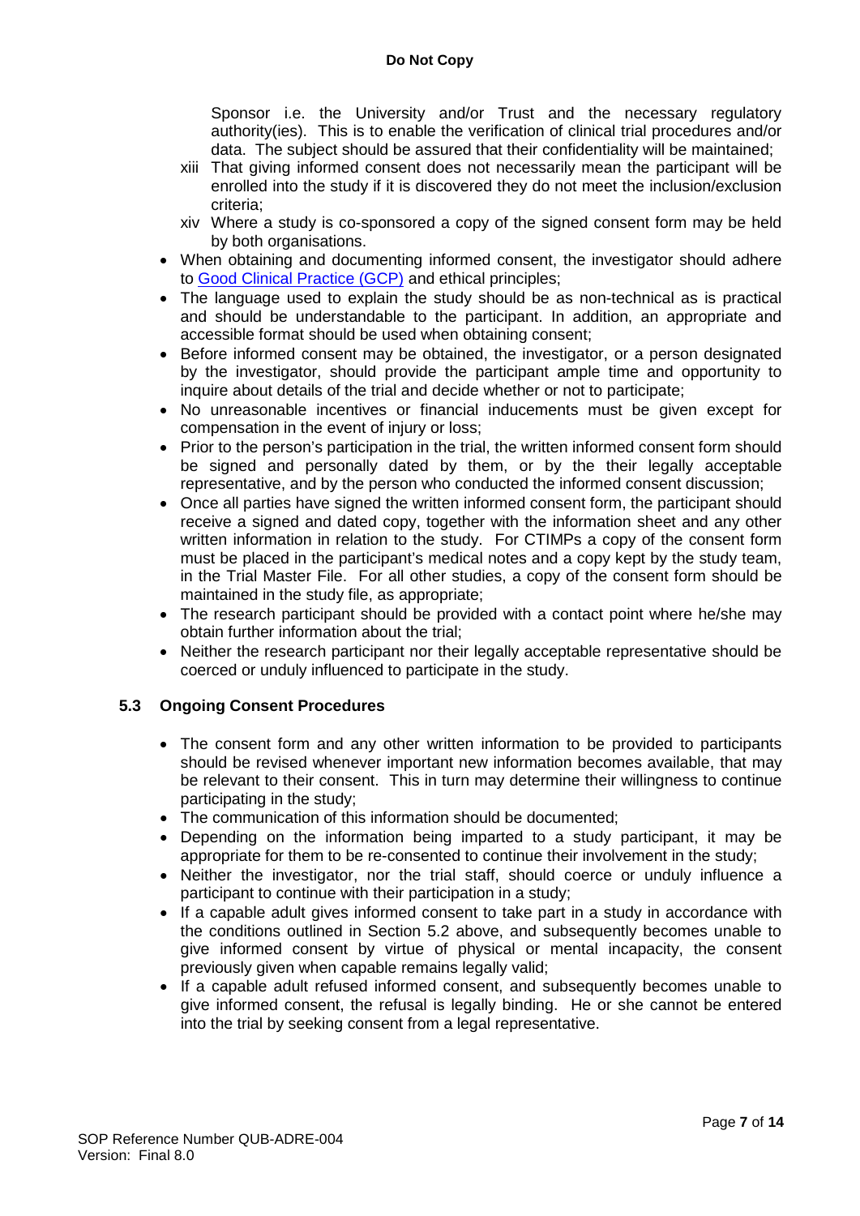Sponsor i.e. the University and/or Trust and the necessary regulatory authority(ies). This is to enable the verification of clinical trial procedures and/or data. The subject should be assured that their confidentiality will be maintained;

xiii That giving informed consent does not necessarily mean the participant will be enrolled into the study if it is discovered they do not meet the inclusion/exclusion criteria;

xiv Where a study is co-sponsored a copy of the signed consent form may be held by both organisations.

- When obtaining and documenting informed consent, the investigator should adhere to Good Clinical Practice (GCP) and ethical principles;
- The language used to explain the study should be as non-technical as is practical and should be understandable to the participant. In addition, an appropriate and accessible format should be used when obtaining consent;
- Before informed consent may be obtained, the investigator, or a person designated by the investigator, should provide the participant ample time and opportunity to inquire about details of the trial and decide whether or not to participate;
- No unreasonable incentives or financial inducements must be given except for compensation in the event of injury or loss;
- Prior to the person's participation in the trial, the written informed consent form should be signed and personally dated by them, or by the their legally acceptable representative, and by the person who conducted the informed consent discussion;
- Once all parties have signed the written informed consent form, the participant should receive a signed and dated copy, together with the information sheet and any other written information in relation to the study. For CTIMPs a copy of the consent form must be placed in the participant's medical notes and a copy kept by the study team, in the Trial Master File. For all other studies, a copy of the consent form should be maintained in the study file, as appropriate;
- The research participant should be provided with a contact point where he/she may obtain further information about the trial;
- Neither the research participant nor their legally acceptable representative should be coerced or unduly influenced to participate in the study.

### 5.3 Ongoing Consent Procedures

- The consent form and any other written information to be provided to participants should be revised whenever important new information becomes available, that may be relevant to their consent. This in turn may determine their willingness to continue participating in the study;
- The communication of this information should be documented;
- Depending on the information being imparted to a study participant, it may be appropriate for them to be re-consented to continue their involvement in the study;
- Neither the investigator, nor the trial staff, should coerce or unduly influence a participant to continue with their participation in a study;
- If a capable adult gives informed consent to take part in a study in accordance with the conditions outlined in Section 5.2 above, and subsequently becomes unable to give informed consent by virtue of physical or mental incapacity, the consent previously given when capable remains legally valid;
- If a capable adult refused informed consent, and subsequently becomes unable to give informed consent, the refusal is legally binding. He or she cannot be entered into the trial by seeking consent from a legal representative.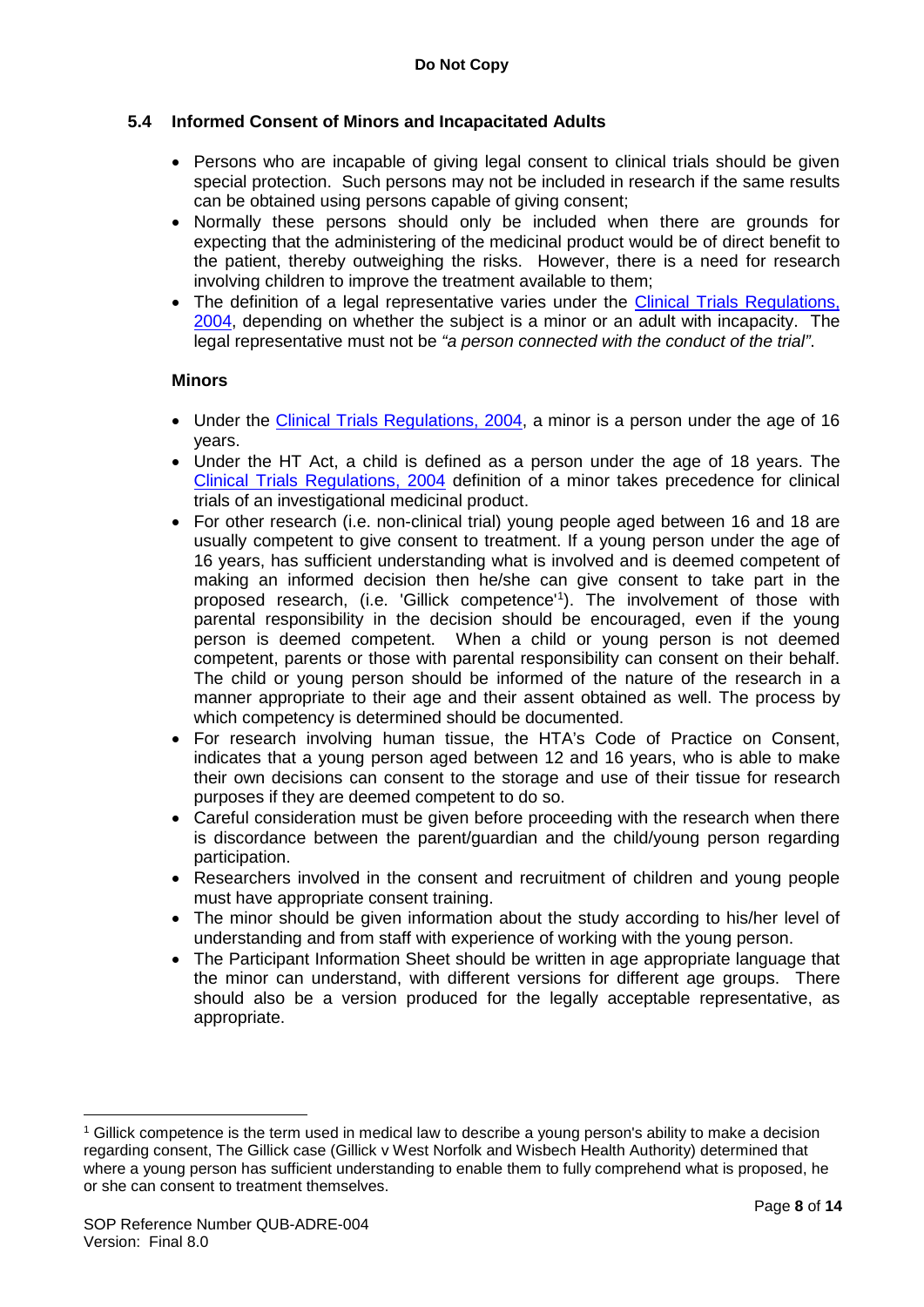### 5.4 Informed Consent of Minors and Incapacitated Adults

- Persons who are incapable of giving legal consent to clinical trials should be given special protection. Such persons may not be included in research if the same results can be obtained using persons capable of giving consent;
- Normally these persons should only be included when there are grounds for expecting that the administering of the medicinal product would be of direct benefit to the patient, thereby outweighing the risks. However, there is a need for research involving children to improve the treatment available to them;
- The definition of a legal representative varies under the [Clinical Trials Regulations, 2004](), depending on whether the subject is a minor or an adult with incapacity. The legal representative must not be *"a person connected with the conduct of the trial"*.

**Minors**

- Under the [Clinical Trials Regulations, 2004](), a minor is a person under the age of 16 years.
- Under the HT Act, a child is defined as a person under the age of 18 years. The [Clinical Trials Regulations, 2004]() definition of a minor takes precedence for clinical trials of an investigational medicinal product.
- For other research (i.e. non-clinical trial) young people aged between 16 and 18 are usually competent to give consent to treatment. If a young person under the age of 16 years, has sufficient understanding what is involved and is deemed competent of making an informed decision then he/she can give consent to take part in the proposed research, (i.e. 'Gillick competence'[1]). The involvement of those with parental responsibility in the decision should be encouraged, even if the young person is deemed competent. When a child or young person is not deemed competent, parents or those with parental responsibility can consent on their behalf. The child or young person should be informed of the nature of the research in a manner appropriate to their age and their assent obtained as well. The process by which competency is determined should be documented.
- For research involving human tissue, the HTA's Code of Practice on Consent, indicates that a young person aged between 12 and 16 years, who is able to make their own decisions can consent to the storage and use of their tissue for research purposes if they are deemed competent to do so.
- Careful consideration must be given before proceeding with the research when there is discordance between the parent/guardian and the child/young person regarding participation.
- Researchers involved in the consent and recruitment of children and young people must have appropriate consent training.
- The minor should be given information about the study according to his/her level of understanding and from staff with experience of working with the young person.
- The Participant Information Sheet should be written in age appropriate language that the minor can understand, with different versions for different age groups. There should also be a version produced for the legally acceptable representative, as appropriate.

[1] Gillick competence is the term used in medical law to describe a young person's ability to make a decision regarding consent, The Gillick case (Gillick v West Norfolk and Wisbech Health Authority) determined that where a young person has sufficient understanding to enable them to fully comprehend what is proposed, he or she can consent to treatment themselves.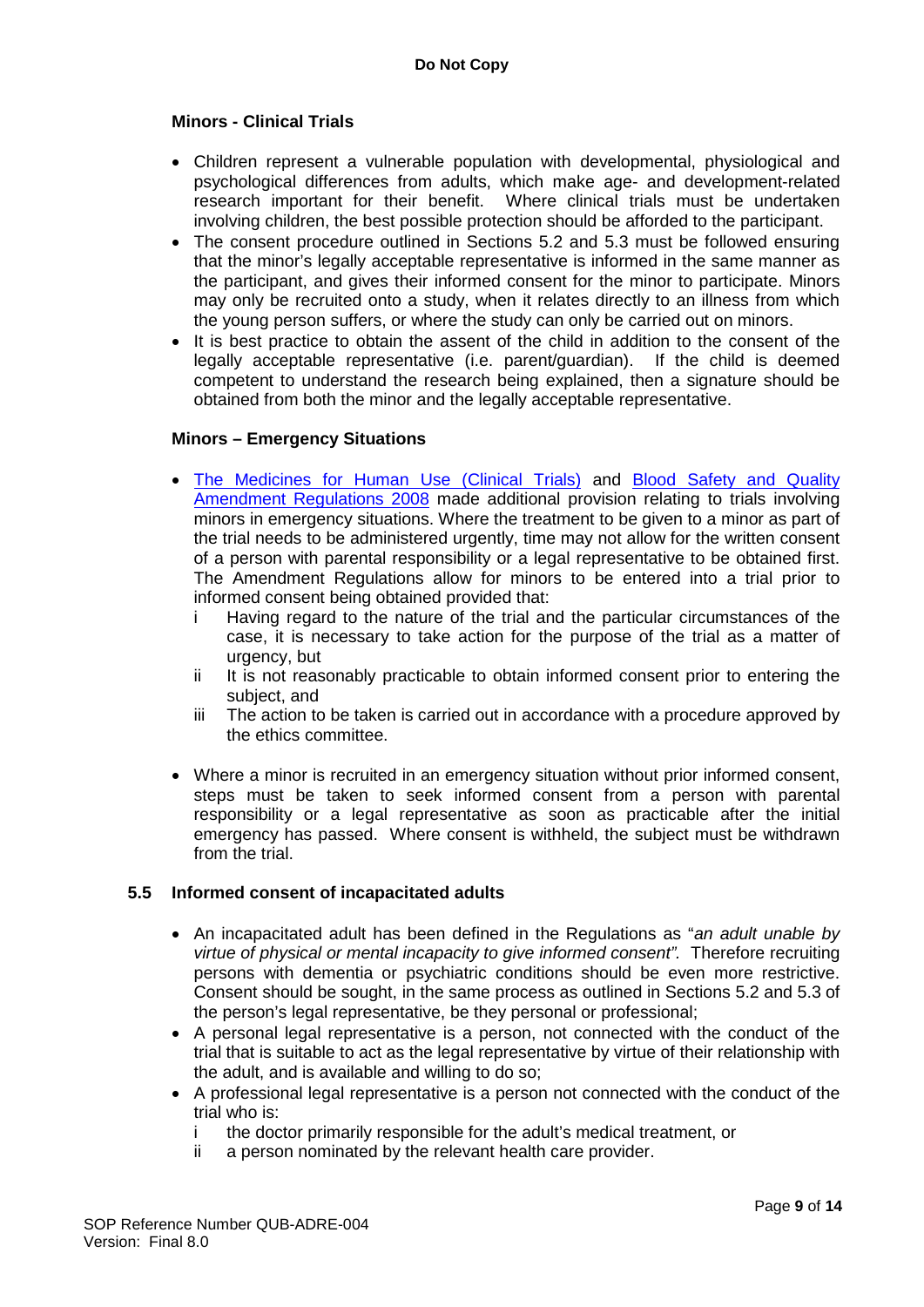### Minors - Clinical Trials

- Children represent a vulnerable population with developmental, physiological and psychological differences from adults, which make age- and development-related research important for their benefit. Where clinical trials must be undertaken involving children, the best possible protection should be afforded to the participant.
- The consent procedure outlined in Sections 5.2 and 5.3 must be followed ensuring that the minor's legally acceptable representative is informed in the same manner as the participant, and gives their informed consent for the minor to participate. Minors may only be recruited onto a study, when it relates directly to an illness from which the young person suffers, or where the study can only be carried out on minors.
- It is best practice to obtain the assent of the child in addition to the consent of the legally acceptable representative (i.e. parent/guardian). If the child is deemed competent to understand the research being explained, then a signature should be obtained from both the minor and the legally acceptable representative.

### Minors – Emergency Situations

- The Medicines for Human Use (Clinical Trials) and Blood Safety and Quality Amendment Regulations 2008 made additional provision relating to trials involving minors in emergency situations. Where the treatment to be given to a minor as part of the trial needs to be administered urgently, time may not allow for the written consent of a person with parental responsibility or a legal representative to be obtained first. The Amendment Regulations allow for minors to be entered into a trial prior to informed consent being obtained provided that:
  - i Having regard to the nature of the trial and the particular circumstances of the case, it is necessary to take action for the purpose of the trial as a matter of urgency, but
  - ii It is not reasonably practicable to obtain informed consent prior to entering the subject, and
  - iii The action to be taken is carried out in accordance with a procedure approved by the ethics committee.
- Where a minor is recruited in an emergency situation without prior informed consent, steps must be taken to seek informed consent from a person with parental responsibility or a legal representative as soon as practicable after the initial emergency has passed. Where consent is withheld, the subject must be withdrawn from the trial.

## 5.5 Informed consent of incapacitated adults

- An incapacitated adult has been defined in the Regulations as "*an adult unable by virtue of physical or mental incapacity to give informed consent".* Therefore recruiting persons with dementia or psychiatric conditions should be even more restrictive. Consent should be sought, in the same process as outlined in Sections 5.2 and 5.3 of the person's legal representative, be they personal or professional;
- A personal legal representative is a person, not connected with the conduct of the trial that is suitable to act as the legal representative by virtue of their relationship with the adult, and is available and willing to do so;
- A professional legal representative is a person not connected with the conduct of the trial who is:
  - i the doctor primarily responsible for the adult's medical treatment, or
  - ii a person nominated by the relevant health care provider.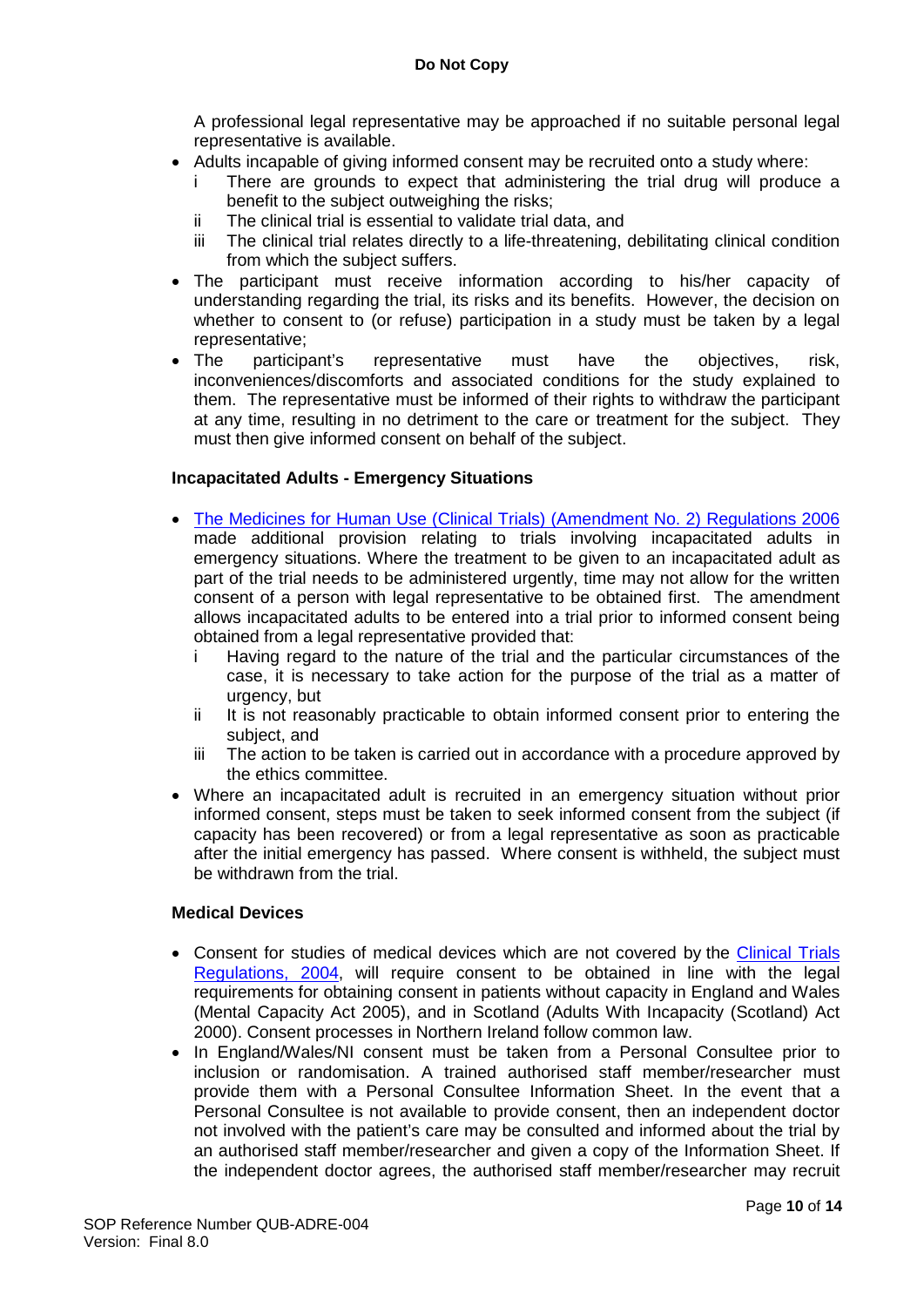A professional legal representative may be approached if no suitable personal legal representative is available.

- Adults incapable of giving informed consent may be recruited onto a study where:
  - i There are grounds to expect that administering the trial drug will produce a benefit to the subject outweighing the risks;
  - ii The clinical trial is essential to validate trial data, and
  - iii The clinical trial relates directly to a life-threatening, debilitating clinical condition from which the subject suffers.
- The participant must receive information according to his/her capacity of understanding regarding the trial, its risks and its benefits. However, the decision on whether to consent to (or refuse) participation in a study must be taken by a legal representative;
- The participant's representative must have the objectives, risk, inconveniences/discomforts and associated conditions for the study explained to them. The representative must be informed of their rights to withdraw the participant at any time, resulting in no detriment to the care or treatment for the subject. They must then give informed consent on behalf of the subject.

### Incapacitated Adults - Emergency Situations

- The Medicines for Human Use (Clinical Trials) (Amendment No. 2) Regulations 2006 made additional provision relating to trials involving incapacitated adults in emergency situations. Where the treatment to be given to an incapacitated adult as part of the trial needs to be administered urgently, time may not allow for the written consent of a person with legal representative to be obtained first. The amendment allows incapacitated adults to be entered into a trial prior to informed consent being obtained from a legal representative provided that:
  - i Having regard to the nature of the trial and the particular circumstances of the case, it is necessary to take action for the purpose of the trial as a matter of urgency, but
  - ii It is not reasonably practicable to obtain informed consent prior to entering the subject, and
  - iii The action to be taken is carried out in accordance with a procedure approved by the ethics committee.
- Where an incapacitated adult is recruited in an emergency situation without prior informed consent, steps must be taken to seek informed consent from the subject (if capacity has been recovered) or from a legal representative as soon as practicable after the initial emergency has passed. Where consent is withheld, the subject must be withdrawn from the trial.

### Medical Devices

- Consent for studies of medical devices which are not covered by the Clinical Trials Regulations, 2004, will require consent to be obtained in line with the legal requirements for obtaining consent in patients without capacity in England and Wales (Mental Capacity Act 2005), and in Scotland (Adults With Incapacity (Scotland) Act 2000). Consent processes in Northern Ireland follow common law.
- In England/Wales/NI consent must be taken from a Personal Consultee prior to inclusion or randomisation. A trained authorised staff member/researcher must provide them with a Personal Consultee Information Sheet. In the event that a Personal Consultee is not available to provide consent, then an independent doctor not involved with the patient's care may be consulted and informed about the trial by an authorised staff member/researcher and given a copy of the Information Sheet. If the independent doctor agrees, the authorised staff member/researcher may recruit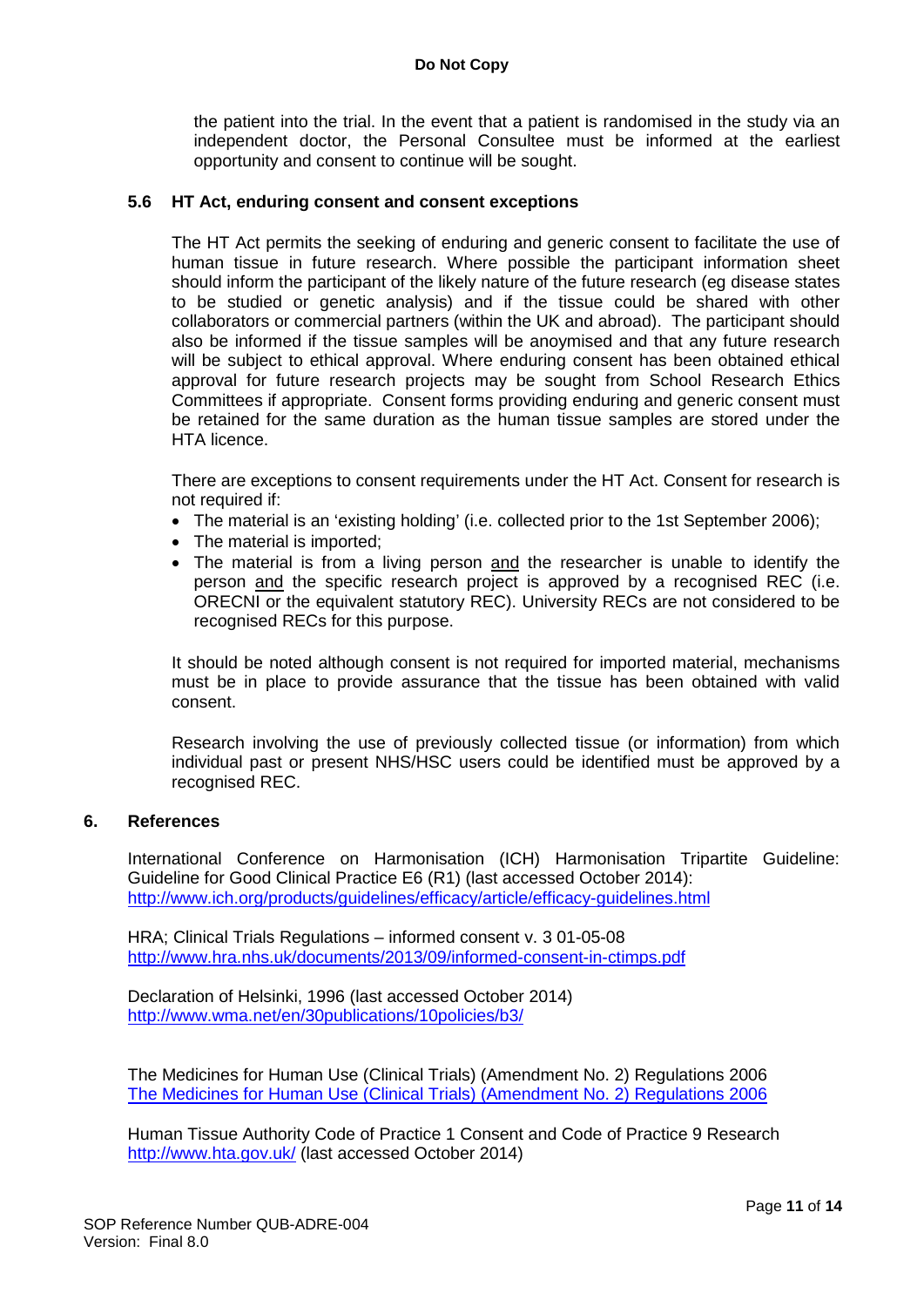the patient into the trial. In the event that a patient is randomised in the study via an independent doctor, the Personal Consultee must be informed at the earliest opportunity and consent to continue will be sought.

### 5.6 HT Act, enduring consent and consent exceptions

The HT Act permits the seeking of enduring and generic consent to facilitate the use of human tissue in future research. Where possible the participant information sheet should inform the participant of the likely nature of the future research (eg disease states to be studied or genetic analysis) and if the tissue could be shared with other collaborators or commercial partners (within the UK and abroad). The participant should also be informed if the tissue samples will be anoymised and that any future research will be subject to ethical approval. Where enduring consent has been obtained ethical approval for future research projects may be sought from School Research Ethics Committees if appropriate. Consent forms providing enduring and generic consent must be retained for the same duration as the human tissue samples are stored under the HTA licence.

There are exceptions to consent requirements under the HT Act. Consent for research is not required if:

- The material is an 'existing holding' (i.e. collected prior to the 1st September 2006);
- The material is imported;
- The material is from a living person <u>and</u> the researcher is unable to identify the person <u>and</u> the specific research project is approved by a recognised REC (i.e. ORECNI or the equivalent statutory REC). University RECs are not considered to be recognised RECs for this purpose.

It should be noted although consent is not required for imported material, mechanisms must be in place to provide assurance that the tissue has been obtained with valid consent.

Research involving the use of previously collected tissue (or information) from which individual past or present NHS/HSC users could be identified must be approved by a recognised REC.

## 6. References

International Conference on Harmonisation (ICH) Harmonisation Tripartite Guideline: Guideline for Good Clinical Practice E6 (R1) (last accessed October 2014): http://www.ich.org/products/guidelines/efficacy/article/efficacy-guidelines.html

HRA; Clinical Trials Regulations – informed consent v. 3 01-05-08
http://www.hra.nhs.uk/documents/2013/09/informed-consent-in-ctimps.pdf

Declaration of Helsinki, 1996 (last accessed October 2014)
http://www.wma.net/en/30publications/10policies/b3/

The Medicines for Human Use (Clinical Trials) (Amendment No. 2) Regulations 2006
The Medicines for Human Use (Clinical Trials) (Amendment No. 2) Regulations 2006

Human Tissue Authority Code of Practice 1 Consent and Code of Practice 9 Research
http://www.hta.gov.uk/ (last accessed October 2014)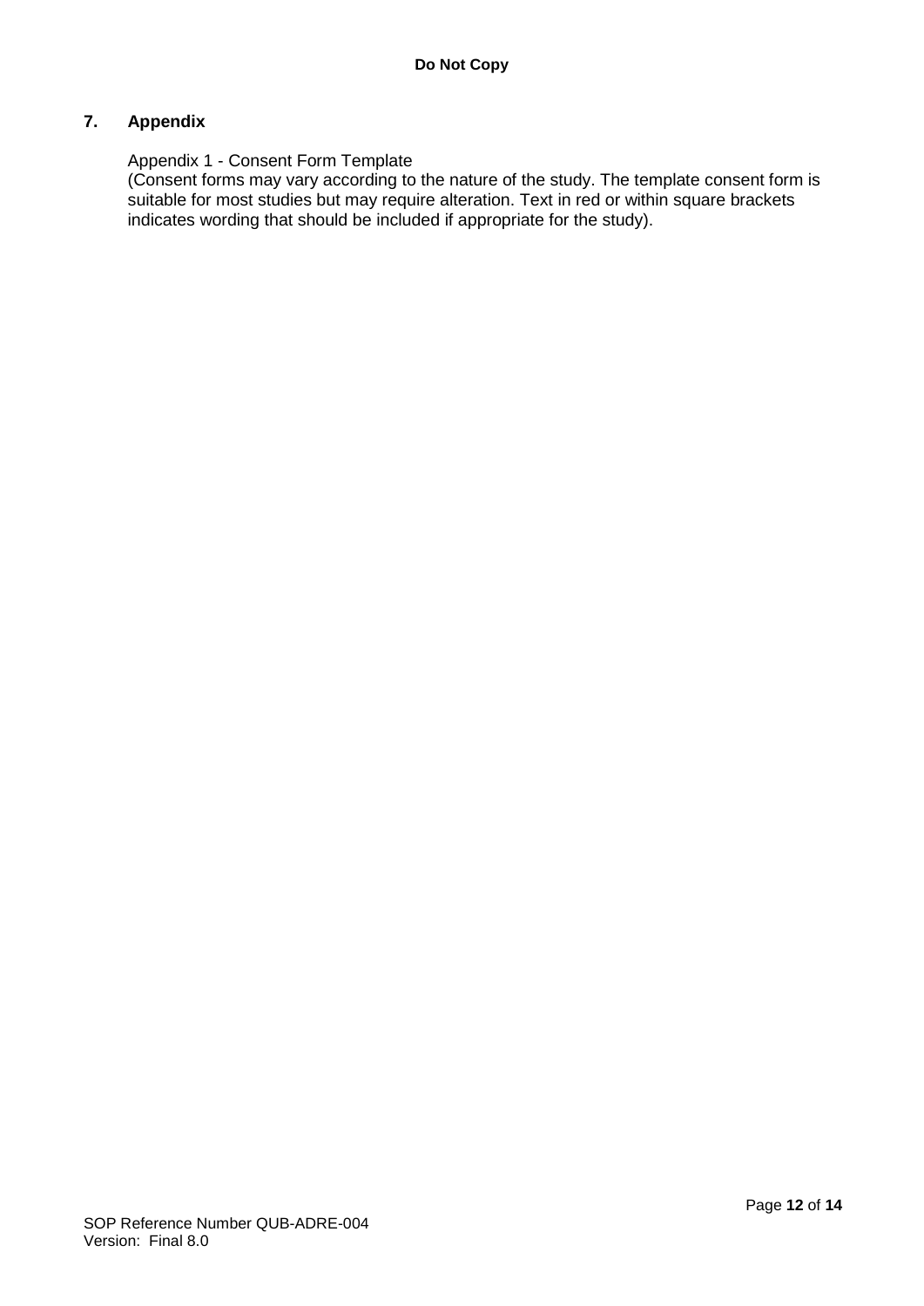## 7. Appendix

Appendix 1 - Consent Form Template
(Consent forms may vary according to the nature of the study. The template consent form is suitable for most studies but may require alteration. Text in red or within square brackets indicates wording that should be included if appropriate for the study).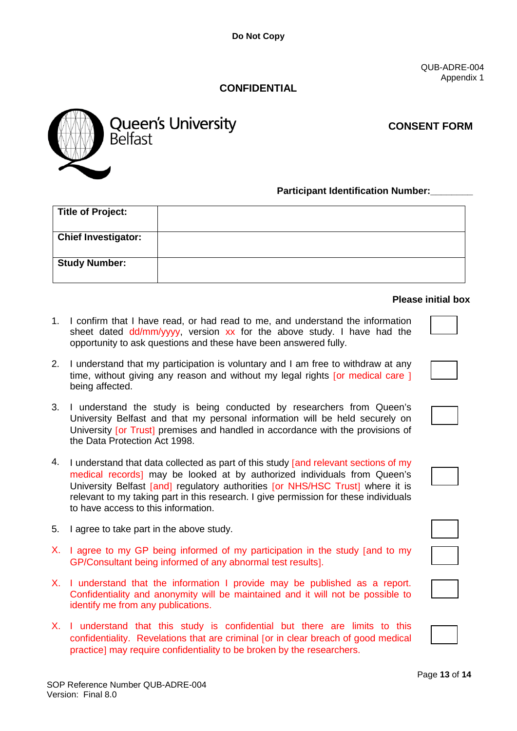**Do Not Copy**

QUB-ADRE-004
Appendix 1

**CONFIDENTIAL**

Queen's University Belfast

**CONSENT FORM**

**Participant Identification Number:________**

| **Title of Project:** | |
|---|---|
| **Chief Investigator:** | |
| **Study Number:** | |

**Please initial box**

1. I confirm that I have read, or had read to me, and understand the information sheet dated dd/mm/yyyy, version xx for the above study. I have had the opportunity to ask questions and these have been answered fully. ☐

2. I understand that my participation is voluntary and I am free to withdraw at any time, without giving any reason and without my legal rights [or medical care ] being affected. ☐

3. I understand the study is being conducted by researchers from Queen's University Belfast and that my personal information will be held securely on University [or Trust] premises and handled in accordance with the provisions of the Data Protection Act 1998. ☐

4. I understand that data collected as part of this study [and relevant sections of my medical records] may be looked at by authorized individuals from Queen's University Belfast [and] regulatory authorities [or NHS/HSC Trust] where it is relevant to my taking part in this research. I give permission for these individuals to have access to this information. ☐

5. I agree to take part in the above study. ☐

X. I agree to my GP being informed of my participation in the study [and to my GP/Consultant being informed of any abnormal test results]. ☐

X. I understand that the information I provide may be published as a report. Confidentiality and anonymity will be maintained and it will not be possible to identify me from any publications. ☐

X. I understand that this study is confidential but there are limits to this confidentiality. Revelations that are criminal [or in clear breach of good medical practice] may require confidentiality to be broken by the researchers. ☐

SOP Reference Number QUB-ADRE-004
Version: Final 8.0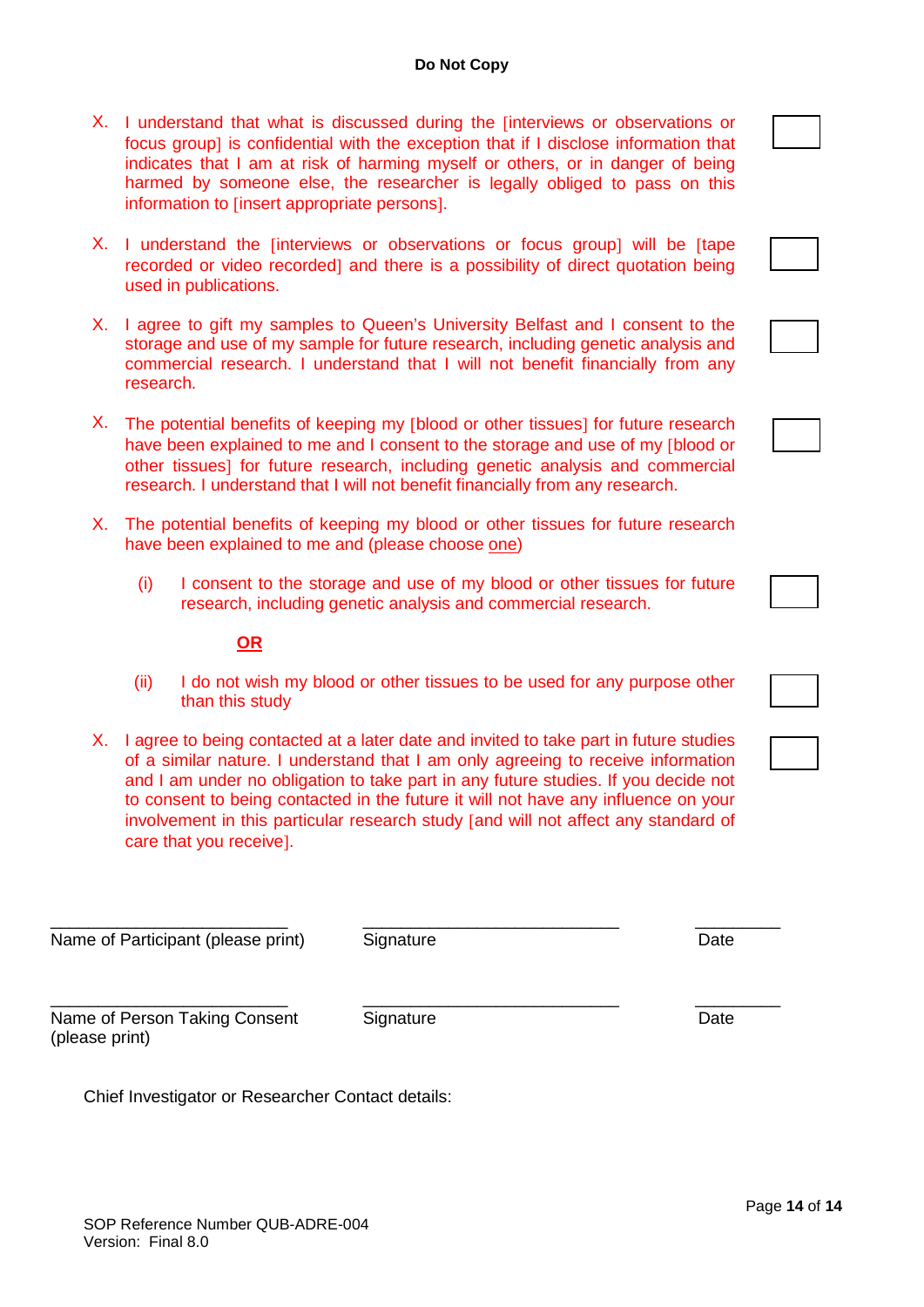**Do Not Copy**

X. I understand that what is discussed during the [interviews or observations or focus group] is confidential with the exception that if I disclose information that indicates that I am at risk of harming myself or others, or in danger of being harmed by someone else, the researcher is legally obliged to pass on this information to [insert appropriate persons]. ☐

X. I understand the [interviews or observations or focus group] will be [tape recorded or video recorded] and there is a possibility of direct quotation being used in publications. ☐

X. I agree to gift my samples to Queen's University Belfast and I consent to the storage and use of my sample for future research, including genetic analysis and commercial research. I understand that I will not benefit financially from any research. ☐

X. The potential benefits of keeping my [blood or other tissues] for future research have been explained to me and I consent to the storage and use of my [blood or other tissues] for future research, including genetic analysis and commercial research. I understand that I will not benefit financially from any research. ☐

X. The potential benefits of keeping my blood or other tissues for future research have been explained to me and (please choose one)

(i) I consent to the storage and use of my blood or other tissues for future research, including genetic analysis and commercial research. ☐

**OR**

(ii) I do not wish my blood or other tissues to be used for any purpose other than this study ☐

X. I agree to being contacted at a later date and invited to take part in future studies of a similar nature. I understand that I am only agreeing to receive information and I am under no obligation to take part in any future studies. If you decide not to consent to being contacted in the future it will not have any influence on your involvement in this particular research study [and will not affect any standard of care that you receive]. ☐

| | | |
|---|---|---|
| ___________________________ | ___________________________ | _________ |
| Name of Participant (please print) | Signature | Date |
| ___________________________ | ___________________________ | _________ |
| Name of Person Taking Consent (please print) | Signature | Date |

Chief Investigator or Researcher Contact details:

SOP Reference Number QUB-ADRE-004
Version: Final 8.0